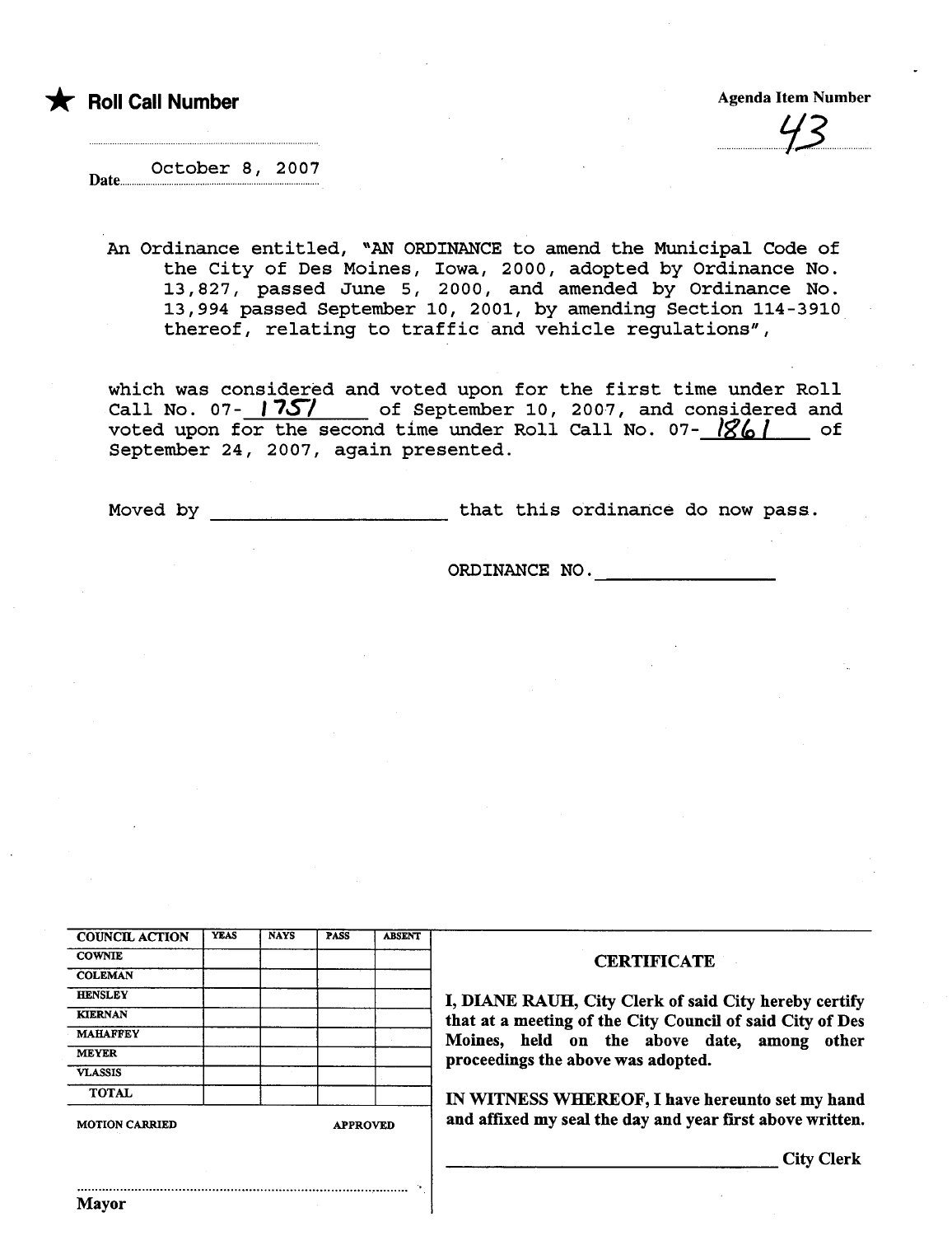★ **Roll Call Number**

Agenda Item Number

43

Date October 8, 2007

An Ordinance entitled, "AN ORDINANCE to amend the Municipal Code of the City of Des Moines, Iowa, 2000, adopted by Ordinance No. 13,827, passed June 5, 2000, and amended by Ordinance No. 13,994 passed September 10, 2001, by amending Section 114-3910 thereof, relating to traffic and vehicle regulations",

which was considered and voted upon for the first time under Roll Call No. 07-1751 of September 10, 2007, and considered and voted upon for the second time under Roll Call No. 07-1861 of September 24, 2007, again presented.

Moved by ____________________ that this ordinance do now pass.

ORDINANCE NO.______________

| COUNCIL ACTION | YEAS | NAYS | PASS | ABSENT |
|---|---|---|---|---|
| COWNIE | | | | |
| COLEMAN | | | | |
| HENSLEY | | | | |
| KIERNAN | | | | |
| MAHAFFEY | | | | |
| MEYER | | | | |
| VLASSIS | | | | |
| TOTAL | | | | |

MOTION CARRIED APPROVED

______________________________
Mayor

**CERTIFICATE**

**I, DIANE RAUH, City Clerk of said City hereby certify that at a meeting of the City Council of said City of Des Moines, held on the above date, among other proceedings the above was adopted.**

**IN WITNESS WHEREOF, I have hereunto set my hand and affixed my seal the day and year first above written.**

______________________________ **City Clerk**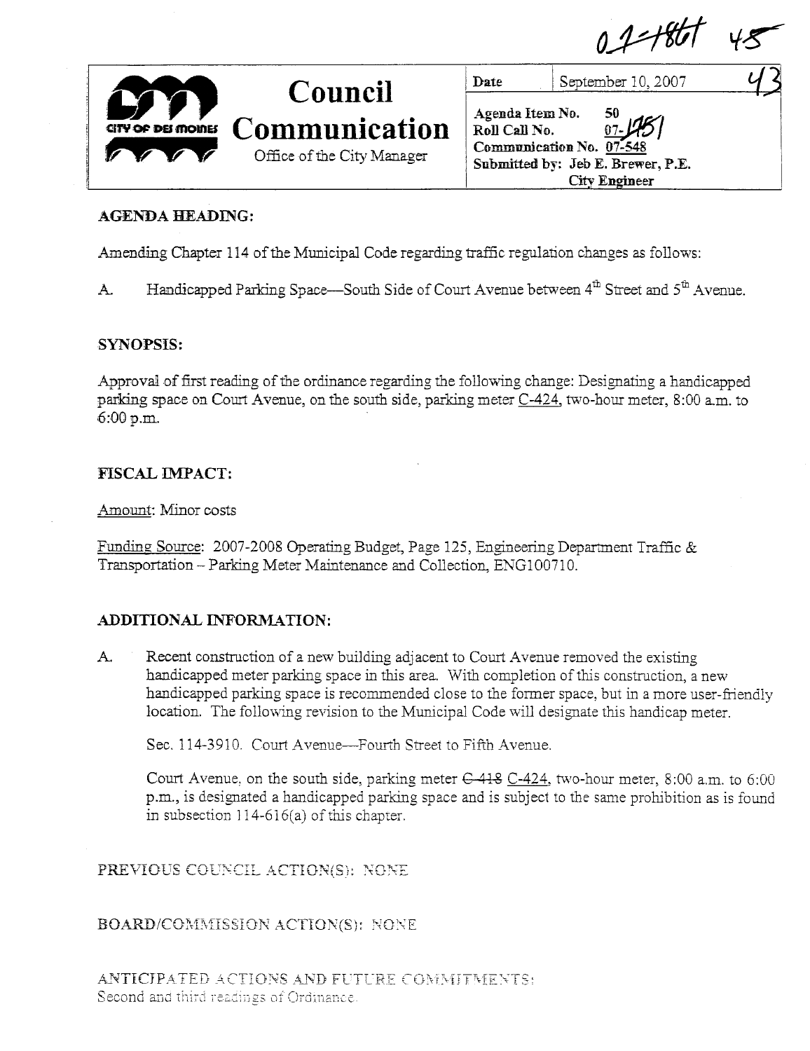07-1861 45

# Council Communication

Office of the City Manager

| Date | September 10, 2007 |
|---|---|
| Agenda Item No. | 50 |
| Roll Call No. | 07-1751 |
| Communication No. | 07-548 |
| Submitted by: | Jeb E. Brewer, P.E. City Engineer |

43

## AGENDA HEADING:

Amending Chapter 114 of the Municipal Code regarding traffic regulation changes as follows:

A. Handicapped Parking Space—South Side of Court Avenue between 4th Street and 5th Avenue.

## SYNOPSIS:

Approval of first reading of the ordinance regarding the following change: Designating a handicapped parking space on Court Avenue, on the south side, parking meter C-424, two-hour meter, 8:00 a.m. to 6:00 p.m.

## FISCAL IMPACT:

Amount: Minor costs

Funding Source: 2007-2008 Operating Budget, Page 125, Engineering Department Traffic & Transportation – Parking Meter Maintenance and Collection, ENG100710.

## ADDITIONAL INFORMATION:

A. Recent construction of a new building adjacent to Court Avenue removed the existing handicapped meter parking space in this area. With completion of this construction, a new handicapped parking space is recommended close to the former space, but in a more user-friendly location. The following revision to the Municipal Code will designate this handicap meter.

Sec. 114-3910. Court Avenue—Fourth Street to Fifth Avenue.

Court Avenue, on the south side, parking meter ~~C-418~~ C-424, two-hour meter, 8:00 a.m. to 6:00 p.m., is designated a handicapped parking space and is subject to the same prohibition as is found in subsection 114-616(a) of this chapter.

PREVIOUS COUNCIL ACTION(S): NONE

BOARD/COMMISSION ACTION(S): NONE

ANTICIPATED ACTIONS AND FUTURE COMMITMENTS:
Second and third readings of Ordinance.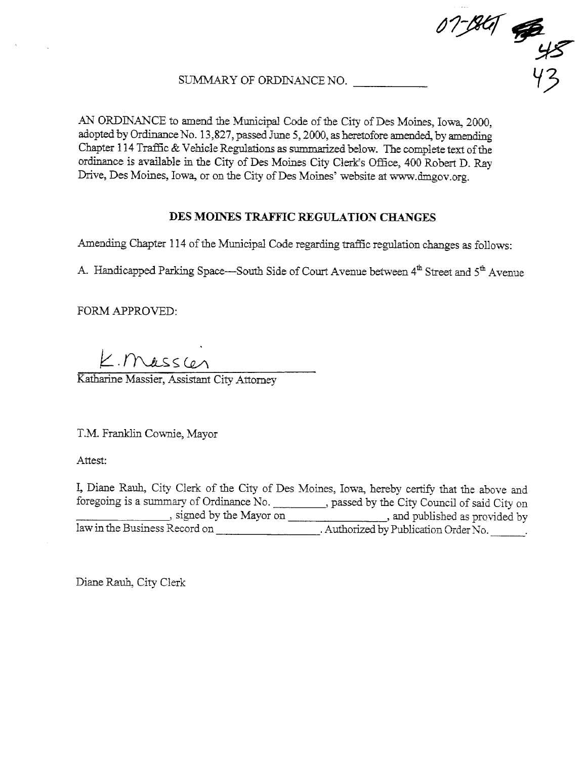07-1861 ~~60~~ ~~45~~ 43

SUMMARY OF ORDINANCE NO. \_\_\_\_\_\_\_\_\_\_\_\_

AN ORDINANCE to amend the Municipal Code of the City of Des Moines, Iowa, 2000, adopted by Ordinance No. 13,827, passed June 5, 2000, as heretofore amended, by amending Chapter 114 Traffic & Vehicle Regulations as summarized below. The complete text of the ordinance is available in the City of Des Moines City Clerk's Office, 400 Robert D. Ray Drive, Des Moines, Iowa, or on the City of Des Moines' website at www.dmgov.org.

## DES MOINES TRAFFIC REGULATION CHANGES

Amending Chapter 114 of the Municipal Code regarding traffic regulation changes as follows:

A. Handicapped Parking Space—South Side of Court Avenue between 4th Street and 5th Avenue

FORM APPROVED:

K. Massier

Katharine Massier, Assistant City Attorney

T.M. Franklin Cownie, Mayor

Attest:

I, Diane Rauh, City Clerk of the City of Des Moines, Iowa, hereby certify that the above and foregoing is a summary of Ordinance No. \_\_\_\_\_\_\_\_, passed by the City Council of said City on \_\_\_\_\_\_\_\_\_\_\_\_\_\_\_\_, signed by the Mayor on \_\_\_\_\_\_\_\_\_\_\_\_\_\_\_\_, and published as provided by law in the Business Record on \_\_\_\_\_\_\_\_\_\_\_\_\_\_\_\_. Authorized by Publication Order No. \_\_\_\_\_\_.

Diane Rauh, City Clerk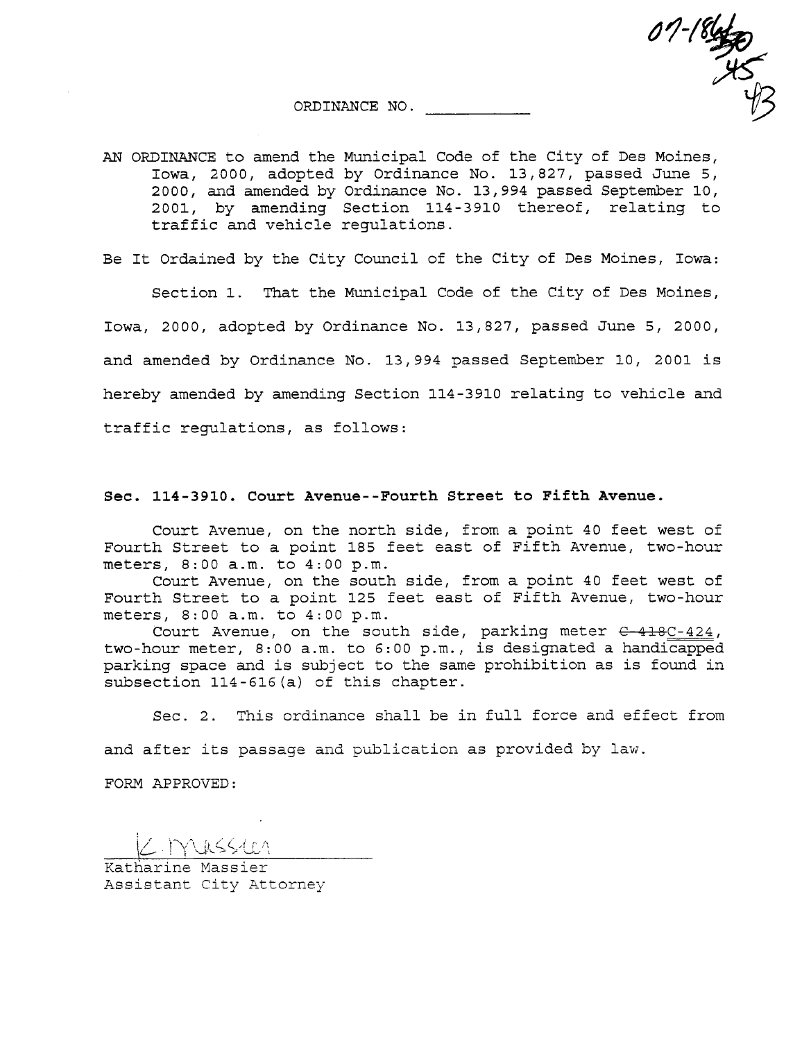07-1864 45 43

ORDINANCE NO. ___________

AN ORDINANCE to amend the Municipal Code of the City of Des Moines, Iowa, 2000, adopted by Ordinance No. 13,827, passed June 5, 2000, and amended by Ordinance No. 13,994 passed September 10, 2001, by amending Section 114-3910 thereof, relating to traffic and vehicle regulations.

Be It Ordained by the City Council of the City of Des Moines, Iowa:

Section 1. That the Municipal Code of the City of Des Moines, Iowa, 2000, adopted by Ordinance No. 13,827, passed June 5, 2000, and amended by Ordinance No. 13,994 passed September 10, 2001 is hereby amended by amending Section 114-3910 relating to vehicle and traffic regulations, as follows:

**Sec. 114-3910. Court Avenue--Fourth Street to Fifth Avenue.**

Court Avenue, on the north side, from a point 40 feet west of Fourth Street to a point 185 feet east of Fifth Avenue, two-hour meters, 8:00 a.m. to 4:00 p.m.

Court Avenue, on the south side, from a point 40 feet west of Fourth Street to a point 125 feet east of Fifth Avenue, two-hour meters, 8:00 a.m. to 4:00 p.m.

Court Avenue, on the south side, parking meter ~~C-418~~C-424, two-hour meter, 8:00 a.m. to 6:00 p.m., is designated a handicapped parking space and is subject to the same prohibition as is found in subsection 114-616(a) of this chapter.

Sec. 2. This ordinance shall be in full force and effect from and after its passage and publication as provided by law.

FORM APPROVED:

K. Massier

Katharine Massier
Assistant City Attorney